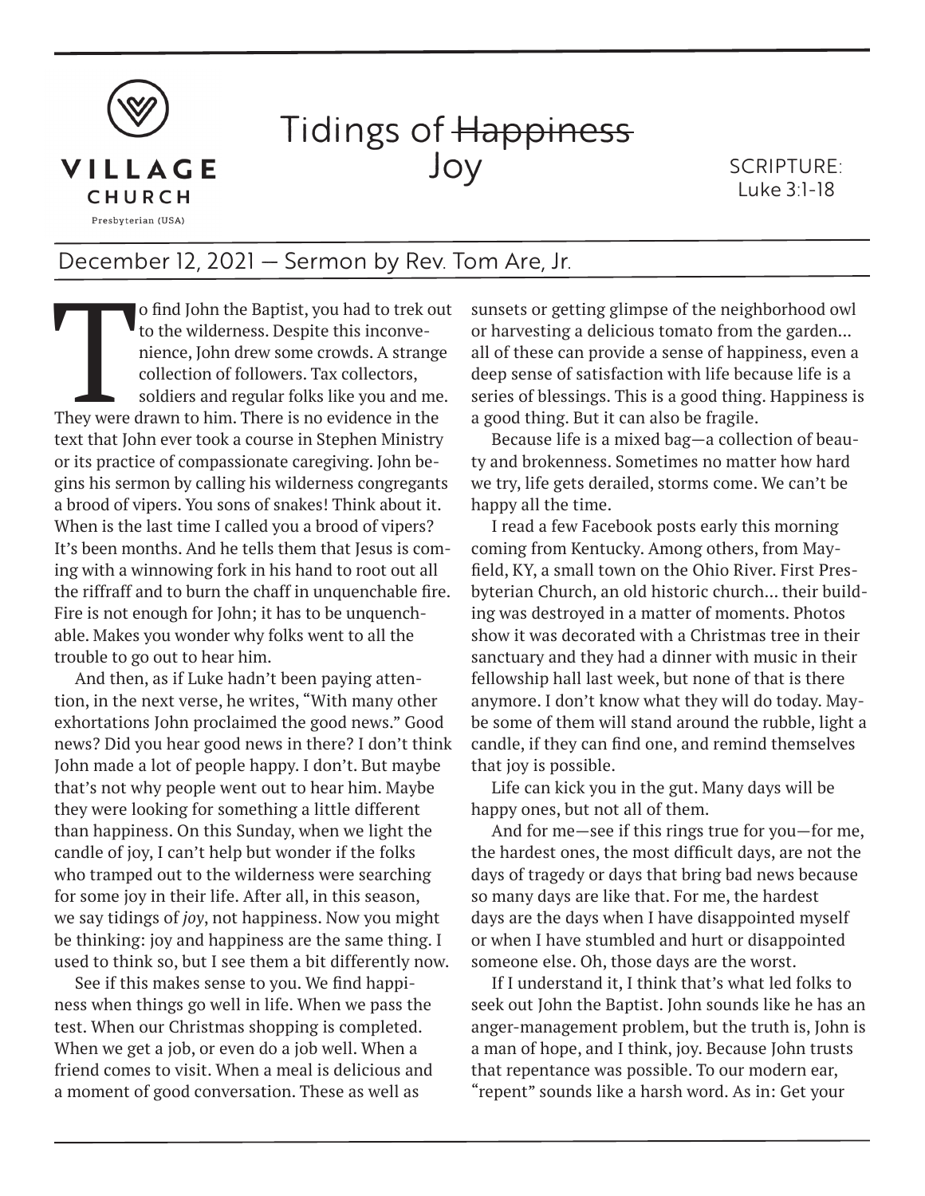VILLAGE CHURCH

Presbyterian (USA)

# Tidings of ~~Happiness~~ Joy

SCRIPTURE: Luke 3:1-18

December 12, 2021 — Sermon by Rev. Tom Are, Jr.

To find John the Baptist, you had to trek out to the wilderness. Despite this inconvenience, John drew some crowds. A strange collection of followers. Tax collectors, soldiers and regular folks like you and me. They were drawn to him. There is no evidence in the text that John ever took a course in Stephen Ministry or its practice of compassionate caregiving. John begins his sermon by calling his wilderness congregants a brood of vipers. You sons of snakes! Think about it. When is the last time I called you a brood of vipers? It's been months. And he tells them that Jesus is coming with a winnowing fork in his hand to root out all the riffraff and to burn the chaff in unquenchable fire. Fire is not enough for John; it has to be unquenchable. Makes you wonder why folks went to all the trouble to go out to hear him.

And then, as if Luke hadn't been paying attention, in the next verse, he writes, "With many other exhortations John proclaimed the good news." Good news? Did you hear good news in there? I don't think John made a lot of people happy. I don't. But maybe that's not why people went out to hear him. Maybe they were looking for something a little different than happiness. On this Sunday, when we light the candle of joy, I can't help but wonder if the folks who tramped out to the wilderness were searching for some joy in their life. After all, in this season, we say tidings of *joy*, not happiness. Now you might be thinking: joy and happiness are the same thing. I used to think so, but I see them a bit differently now.

See if this makes sense to you. We find happiness when things go well in life. When we pass the test. When our Christmas shopping is completed. When we get a job, or even do a job well. When a friend comes to visit. When a meal is delicious and a moment of good conversation. These as well as sunsets or getting glimpse of the neighborhood owl or harvesting a delicious tomato from the garden... all of these can provide a sense of happiness, even a deep sense of satisfaction with life because life is a series of blessings. This is a good thing. Happiness is a good thing. But it can also be fragile.

Because life is a mixed bag—a collection of beauty and brokenness. Sometimes no matter how hard we try, life gets derailed, storms come. We can't be happy all the time.

I read a few Facebook posts early this morning coming from Kentucky. Among others, from Mayfield, KY, a small town on the Ohio River. First Presbyterian Church, an old historic church... their building was destroyed in a matter of moments. Photos show it was decorated with a Christmas tree in their sanctuary and they had a dinner with music in their fellowship hall last week, but none of that is there anymore. I don't know what they will do today. Maybe some of them will stand around the rubble, light a candle, if they can find one, and remind themselves that joy is possible.

Life can kick you in the gut. Many days will be happy ones, but not all of them.

And for me—see if this rings true for you—for me, the hardest ones, the most difficult days, are not the days of tragedy or days that bring bad news because so many days are like that. For me, the hardest days are the days when I have disappointed myself or when I have stumbled and hurt or disappointed someone else. Oh, those days are the worst.

If I understand it, I think that's what led folks to seek out John the Baptist. John sounds like he has an anger-management problem, but the truth is, John is a man of hope, and I think, joy. Because John trusts that repentance was possible. To our modern ear, "repent" sounds like a harsh word. As in: Get your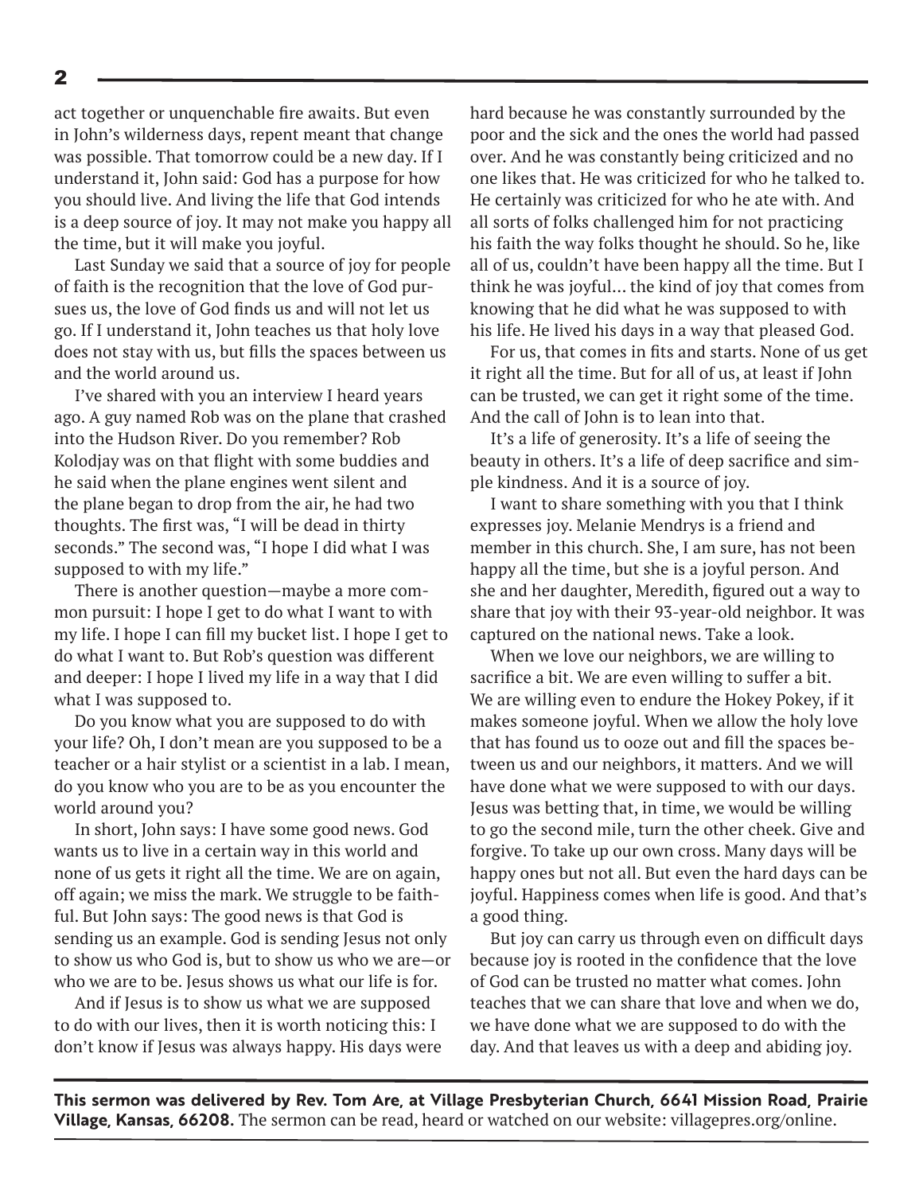act together or unquenchable fire awaits. But even in John's wilderness days, repent meant that change was possible. That tomorrow could be a new day. If I understand it, John said: God has a purpose for how you should live. And living the life that God intends is a deep source of joy. It may not make you happy all the time, but it will make you joyful.

Last Sunday we said that a source of joy for people of faith is the recognition that the love of God pursues us, the love of God finds us and will not let us go. If I understand it, John teaches us that holy love does not stay with us, but fills the spaces between us and the world around us.

I've shared with you an interview I heard years ago. A guy named Rob was on the plane that crashed into the Hudson River. Do you remember? Rob Kolodjay was on that flight with some buddies and he said when the plane engines went silent and the plane began to drop from the air, he had two thoughts. The first was, "I will be dead in thirty seconds." The second was, "I hope I did what I was supposed to with my life."

There is another question—maybe a more common pursuit: I hope I get to do what I want to with my life. I hope I can fill my bucket list. I hope I get to do what I want to. But Rob's question was different and deeper: I hope I lived my life in a way that I did what I was supposed to.

Do you know what you are supposed to do with your life? Oh, I don't mean are you supposed to be a teacher or a hair stylist or a scientist in a lab. I mean, do you know who you are to be as you encounter the world around you?

In short, John says: I have some good news. God wants us to live in a certain way in this world and none of us gets it right all the time. We are on again, off again; we miss the mark. We struggle to be faithful. But John says: The good news is that God is sending us an example. God is sending Jesus not only to show us who God is, but to show us who we are—or who we are to be. Jesus shows us what our life is for.

And if Jesus is to show us what we are supposed to do with our lives, then it is worth noticing this: I don't know if Jesus was always happy. His days were hard because he was constantly surrounded by the poor and the sick and the ones the world had passed over. And he was constantly being criticized and no one likes that. He was criticized for who he talked to. He certainly was criticized for who he ate with. And all sorts of folks challenged him for not practicing his faith the way folks thought he should. So he, like all of us, couldn't have been happy all the time. But I think he was joyful… the kind of joy that comes from knowing that he did what he was supposed to with his life. He lived his days in a way that pleased God.

For us, that comes in fits and starts. None of us get it right all the time. But for all of us, at least if John can be trusted, we can get it right some of the time. And the call of John is to lean into that.

It's a life of generosity. It's a life of seeing the beauty in others. It's a life of deep sacrifice and simple kindness. And it is a source of joy.

I want to share something with you that I think expresses joy. Melanie Mendrys is a friend and member in this church. She, I am sure, has not been happy all the time, but she is a joyful person. And she and her daughter, Meredith, figured out a way to share that joy with their 93-year-old neighbor. It was captured on the national news. Take a look.

When we love our neighbors, we are willing to sacrifice a bit. We are even willing to suffer a bit. We are willing even to endure the Hokey Pokey, if it makes someone joyful. When we allow the holy love that has found us to ooze out and fill the spaces between us and our neighbors, it matters. And we will have done what we were supposed to with our days. Jesus was betting that, in time, we would be willing to go the second mile, turn the other cheek. Give and forgive. To take up our own cross. Many days will be happy ones but not all. But even the hard days can be joyful. Happiness comes when life is good. And that's a good thing.

But joy can carry us through even on difficult days because joy is rooted in the confidence that the love of God can be trusted no matter what comes. John teaches that we can share that love and when we do, we have done what we are supposed to do with the day. And that leaves us with a deep and abiding joy.

---

**This sermon was delivered by Rev. Tom Are, at Village Presbyterian Church, 6641 Mission Road, Prairie Village, Kansas, 66208.** The sermon can be read, heard or watched on our website: villagepres.org/online.